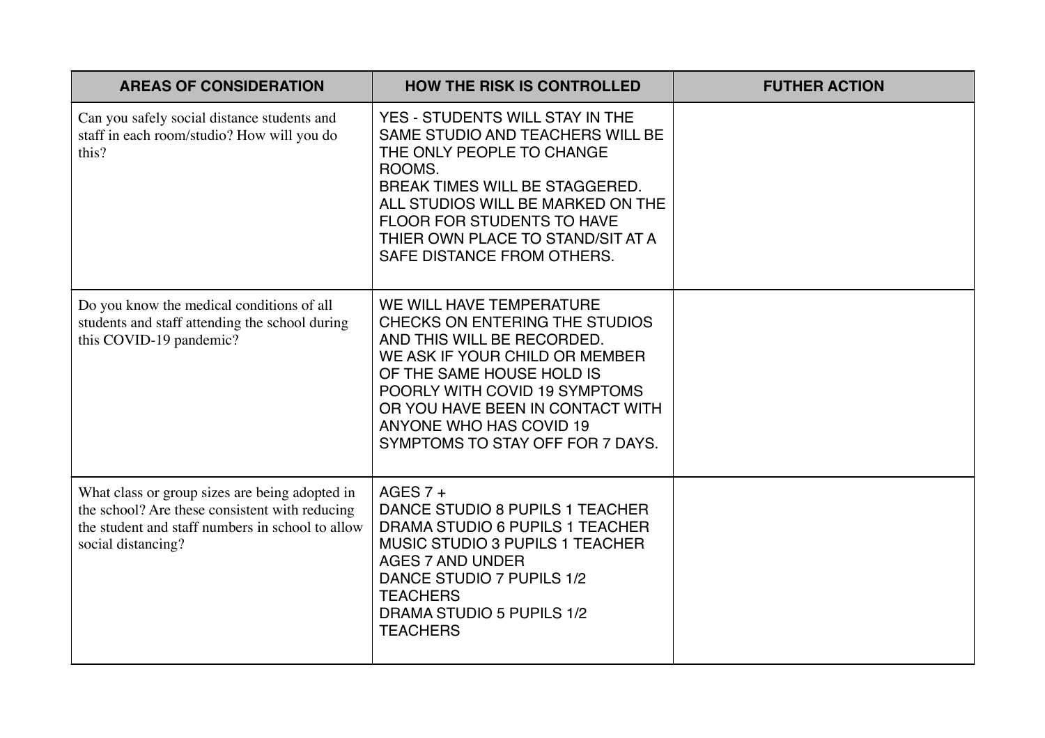| AREAS OF CONSIDERATION | HOW THE RISK IS CONTROLLED | FUTHER ACTION |
|---|---|---|
| Can you safely social distance students and staff in each room/studio? How will you do this? | YES - STUDENTS WILL STAY IN THE SAME STUDIO AND TEACHERS WILL BE THE ONLY PEOPLE TO CHANGE ROOMS.<br>BREAK TIMES WILL BE STAGGERED.<br>ALL STUDIOS WILL BE MARKED ON THE FLOOR FOR STUDENTS TO HAVE THIER OWN PLACE TO STAND/SIT AT A SAFE DISTANCE FROM OTHERS. | |
| Do you know the medical conditions of all students and staff attending the school during this COVID-19 pandemic? | WE WILL HAVE TEMPERATURE CHECKS ON ENTERING THE STUDIOS AND THIS WILL BE RECORDED.<br>WE ASK IF YOUR CHILD OR MEMBER OF THE SAME HOUSE HOLD IS POORLY WITH COVID 19 SYMPTOMS OR YOU HAVE BEEN IN CONTACT WITH ANYONE WHO HAS COVID 19 SYMPTOMS TO STAY OFF FOR 7 DAYS. | |
| What class or group sizes are being adopted in the school? Are these consistent with reducing the student and staff numbers in school to allow social distancing? | AGES 7 +<br>DANCE STUDIO 8 PUPILS 1 TEACHER<br>DRAMA STUDIO 6 PUPILS 1 TEACHER<br>MUSIC STUDIO 3 PUPILS 1 TEACHER<br>AGES 7 AND UNDER<br>DANCE STUDIO 7 PUPILS 1/2 TEACHERS<br>DRAMA STUDIO 5 PUPILS 1/2 TEACHERS | |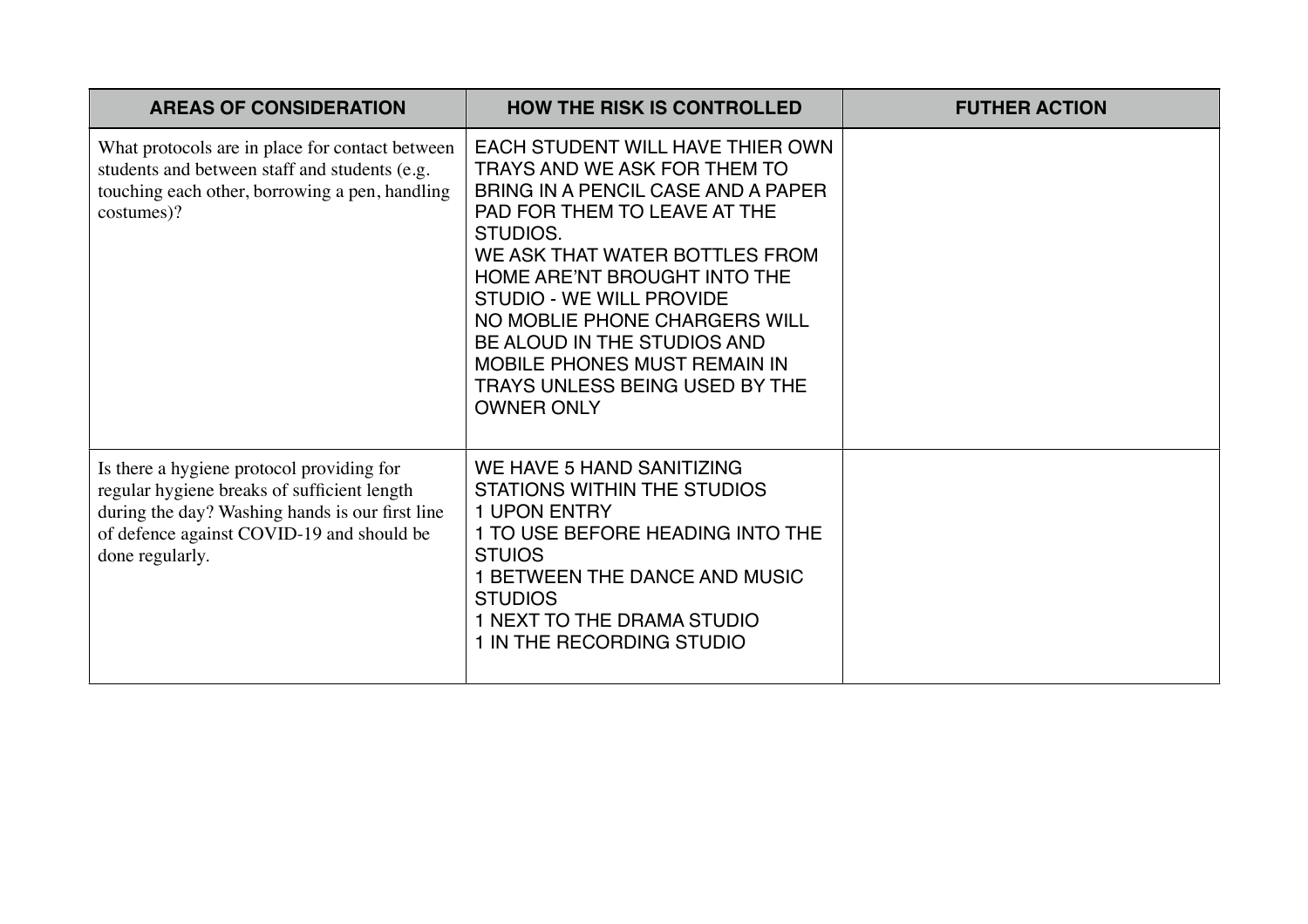| AREAS OF CONSIDERATION | HOW THE RISK IS CONTROLLED | FUTHER ACTION |
|---|---|---|
| What protocols are in place for contact between students and between staff and students (e.g. touching each other, borrowing a pen, handling costumes)? | EACH STUDENT WILL HAVE THIER OWN TRAYS AND WE ASK FOR THEM TO BRING IN A PENCIL CASE AND A PAPER PAD FOR THEM TO LEAVE AT THE STUDIOS.<br>WE ASK THAT WATER BOTTLES FROM HOME ARE'NT BROUGHT INTO THE STUDIO - WE WILL PROVIDE<br>NO MOBLIE PHONE CHARGERS WILL BE ALOUD IN THE STUDIOS AND MOBILE PHONES MUST REMAIN IN TRAYS UNLESS BEING USED BY THE OWNER ONLY | |
| Is there a hygiene protocol providing for regular hygiene breaks of sufficient length during the day? Washing hands is our first line of defence against COVID-19 and should be done regularly. | WE HAVE 5 HAND SANITIZING STATIONS WITHIN THE STUDIOS<br>1 UPON ENTRY<br>1 TO USE BEFORE HEADING INTO THE STUIOS<br>1 BETWEEN THE DANCE AND MUSIC STUDIOS<br>1 NEXT TO THE DRAMA STUDIO<br>1 IN THE RECORDING STUDIO | |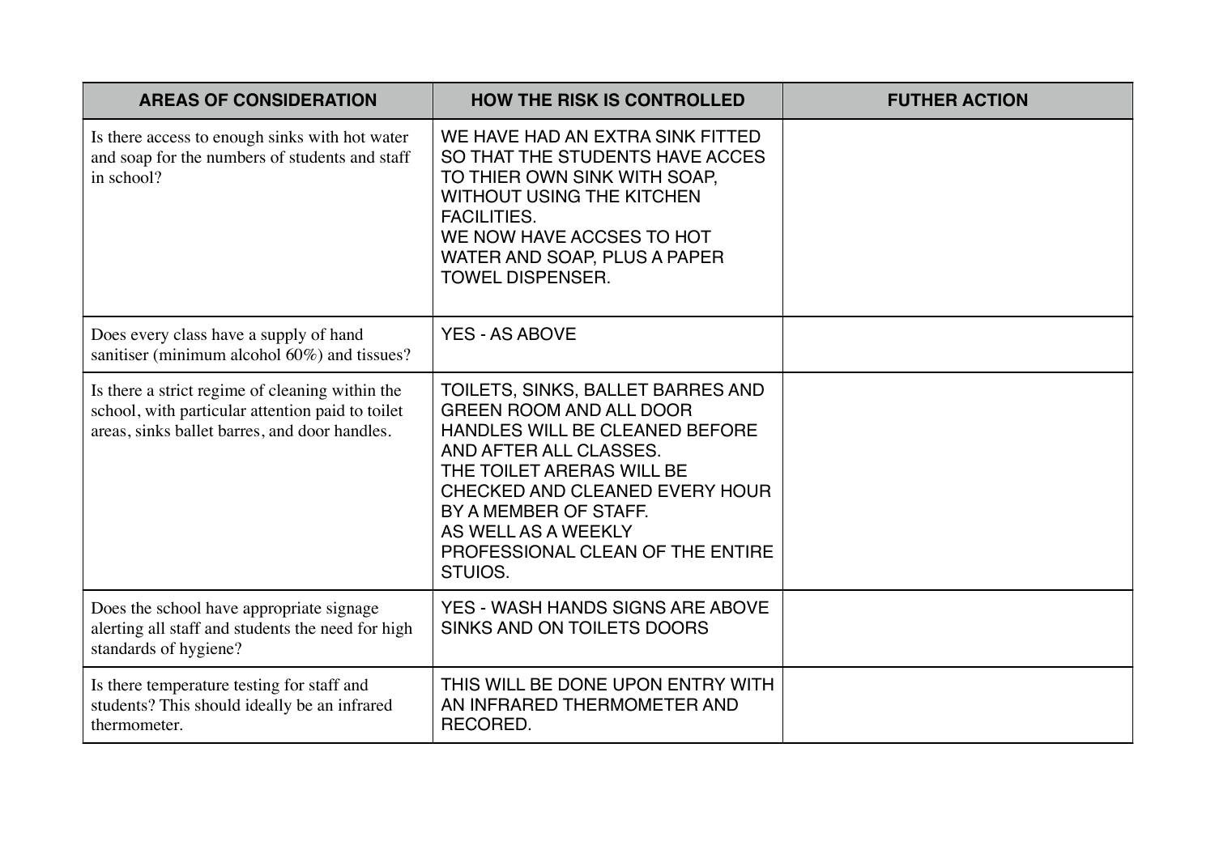| AREAS OF CONSIDERATION | HOW THE RISK IS CONTROLLED | FUTHER ACTION |
| --- | --- | --- |
| Is there access to enough sinks with hot water and soap for the numbers of students and staff in school? | WE HAVE HAD AN EXTRA SINK FITTED SO THAT THE STUDENTS HAVE ACCES TO THIER OWN SINK WITH SOAP, WITHOUT USING THE KITCHEN FACILITIES.<br>WE NOW HAVE ACCSES TO HOT WATER AND SOAP, PLUS A PAPER TOWEL DISPENSER. | |
| Does every class have a supply of hand sanitiser (minimum alcohol 60%) and tissues? | YES - AS ABOVE | |
| Is there a strict regime of cleaning within the school, with particular attention paid to toilet areas, sinks ballet barres, and door handles. | TOILETS, SINKS, BALLET BARRES AND GREEN ROOM AND ALL DOOR HANDLES WILL BE CLEANED BEFORE AND AFTER ALL CLASSES.<br>THE TOILET ARERAS WILL BE CHECKED AND CLEANED EVERY HOUR BY A MEMBER OF STAFF.<br>AS WELL AS A WEEKLY PROFESSIONAL CLEAN OF THE ENTIRE STUIOS. | |
| Does the school have appropriate signage alerting all staff and students the need for high standards of hygiene? | YES - WASH HANDS SIGNS ARE ABOVE SINKS AND ON TOILETS DOORS | |
| Is there temperature testing for staff and students? This should ideally be an infrared thermometer. | THIS WILL BE DONE UPON ENTRY WITH AN INFRARED THERMOMETER AND RECORED. | |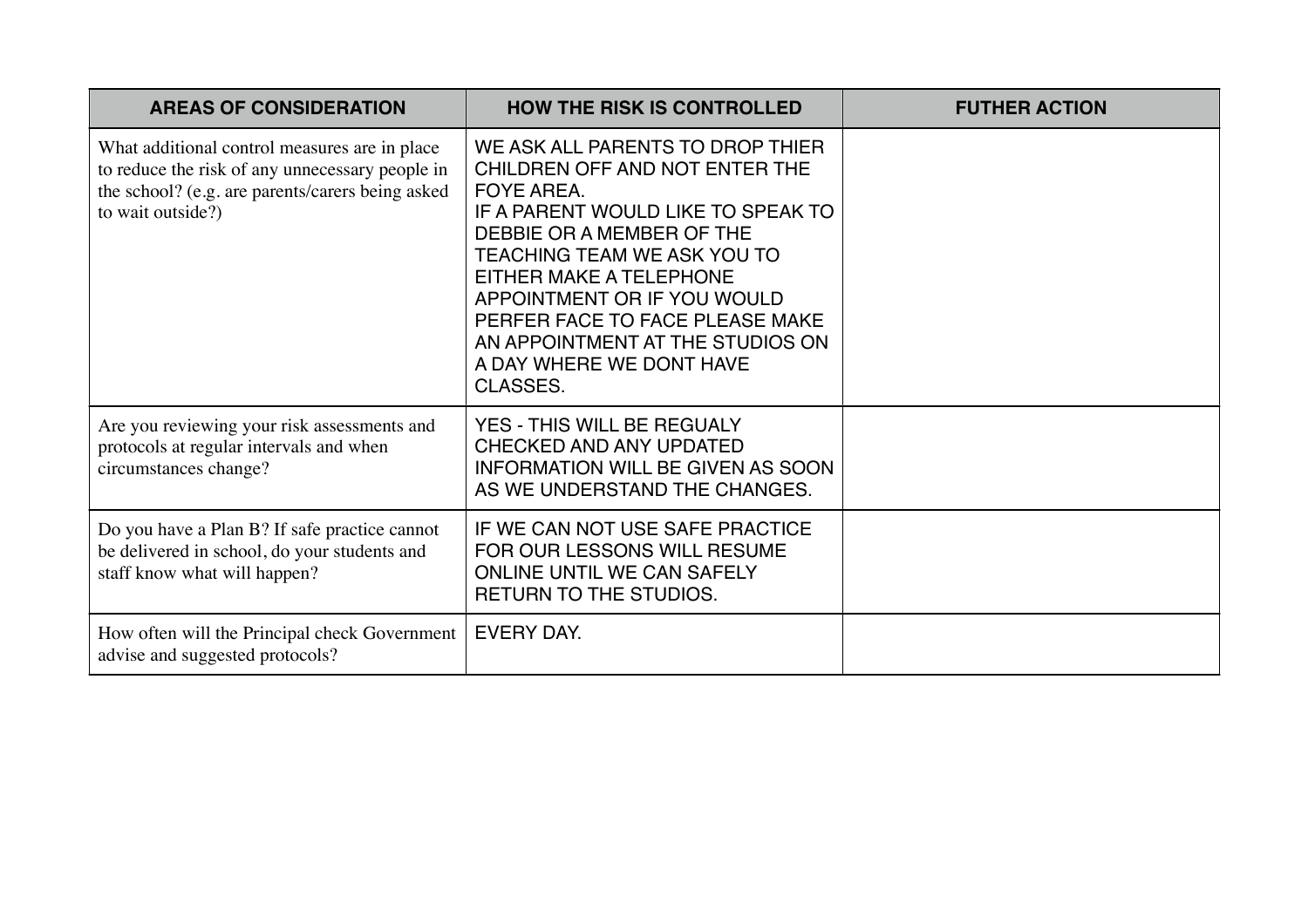| AREAS OF CONSIDERATION | HOW THE RISK IS CONTROLLED | FUTHER ACTION |
|---|---|---|
| What additional control measures are in place to reduce the risk of any unnecessary people in the school? (e.g. are parents/carers being asked to wait outside?) | WE ASK ALL PARENTS TO DROP THIER CHILDREN OFF AND NOT ENTER THE FOYE AREA.<br>IF A PARENT WOULD LIKE TO SPEAK TO DEBBIE OR A MEMBER OF THE TEACHING TEAM WE ASK YOU TO EITHER MAKE A TELEPHONE APPOINTMENT OR IF YOU WOULD PERFER FACE TO FACE PLEASE MAKE AN APPOINTMENT AT THE STUDIOS ON A DAY WHERE WE DONT HAVE CLASSES. | |
| Are you reviewing your risk assessments and protocols at regular intervals and when circumstances change? | YES - THIS WILL BE REGUALY CHECKED AND ANY UPDATED INFORMATION WILL BE GIVEN AS SOON AS WE UNDERSTAND THE CHANGES. | |
| Do you have a Plan B? If safe practice cannot be delivered in school, do your students and staff know what will happen? | IF WE CAN NOT USE SAFE PRACTICE FOR OUR LESSONS WILL RESUME ONLINE UNTIL WE CAN SAFELY RETURN TO THE STUDIOS. | |
| How often will the Principal check Government advise and suggested protocols? | EVERY DAY. | |